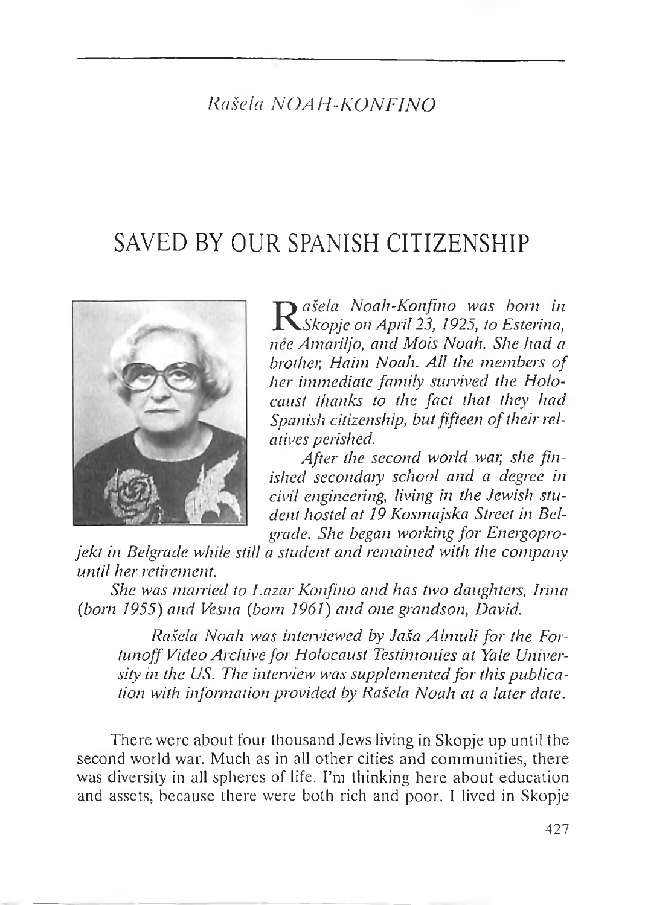*Rašela NOAH-KONFINO*

# SAVED BY OUR SPANISH CITIZENSHIP

*Rašela Noah-Konfino was born in Skopje on April 23, 1925, to Esterina, née Amariljo, and Mois Noah. She had a brother, Haim Noah. All the members of her immediate family survived the Holocaust thanks to the fact that they had Spanish citizenship, but fifteen of their relatives perished.*

*After the second world war, she finished secondary school and a degree in civil engineering, living in the Jewish student hostel at 19 Kosmajska Street in Belgrade. She began working for Energoprojekt in Belgrade while still a student and remained with the company until her retirement.*

*She was married to Lazar Konfino and has two daughters, Irina (born 1955) and Vesna (born 1961) and one grandson, David.*

> *Rašela Noah was interviewed by Jaša Almuli for the Fortunoff Video Archive for Holocaust Testimonies at Yale University in the US. The interview was supplemented for this publication with information provided by Rašela Noah at a later date.*

There were about four thousand Jews living in Skopje up until the second world war. Much as in all other cities and communities, there was diversity in all spheres of life. I'm thinking here about education and assets, because there were both rich and poor. I lived in Skopje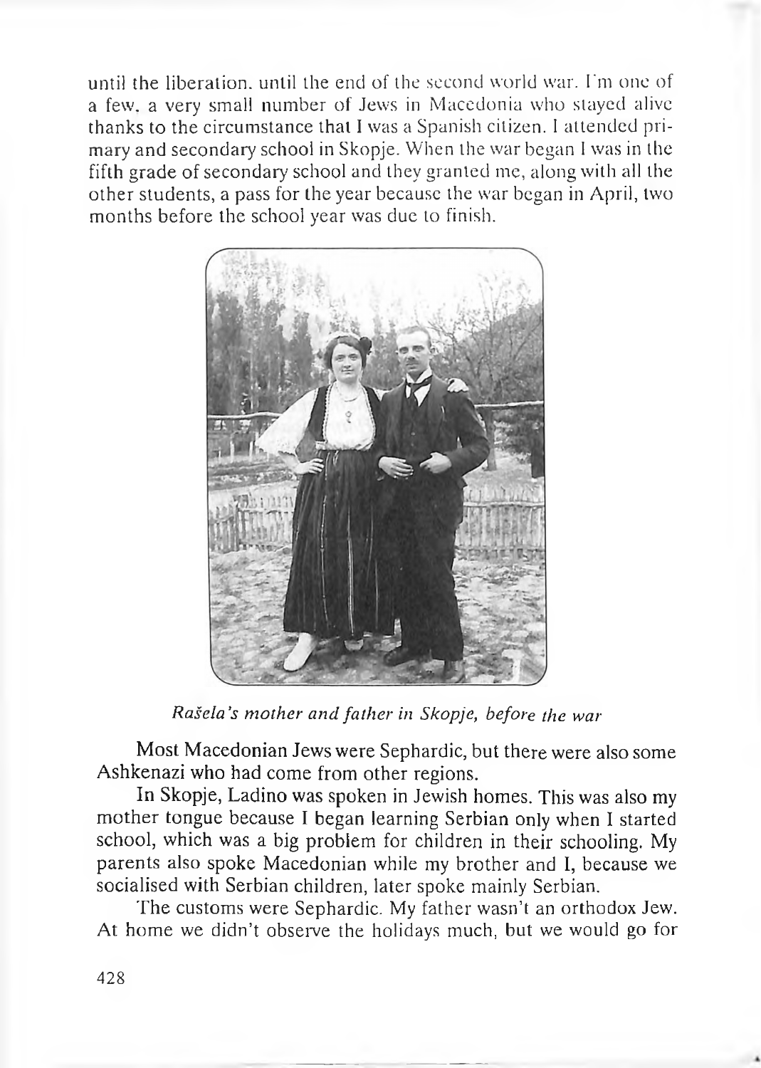until the liberation, until the end of the second world war. I'm one of a few, a very small number of Jews in Macedonia who stayed alive thanks to the circumstance that I was a Spanish citizen. I attended primary and secondary school in Skopje. When the war began I was in the fifth grade of secondary school and they granted me, along with all the other students, a pass for the year because the war began in April, two months before the school year was due to finish.

*Rašela's mother and father in Skopje, before the war*

Most Macedonian Jews were Sephardic, but there were also some Ashkenazi who had come from other regions.

In Skopje, Ladino was spoken in Jewish homes. This was also my mother tongue because I began learning Serbian only when I started school, which was a big problem for children in their schooling. My parents also spoke Macedonian while my brother and I, because we socialised with Serbian children, later spoke mainly Serbian.

The customs were Sephardic. My father wasn't an orthodox Jew. At home we didn't observe the holidays much, but we would go for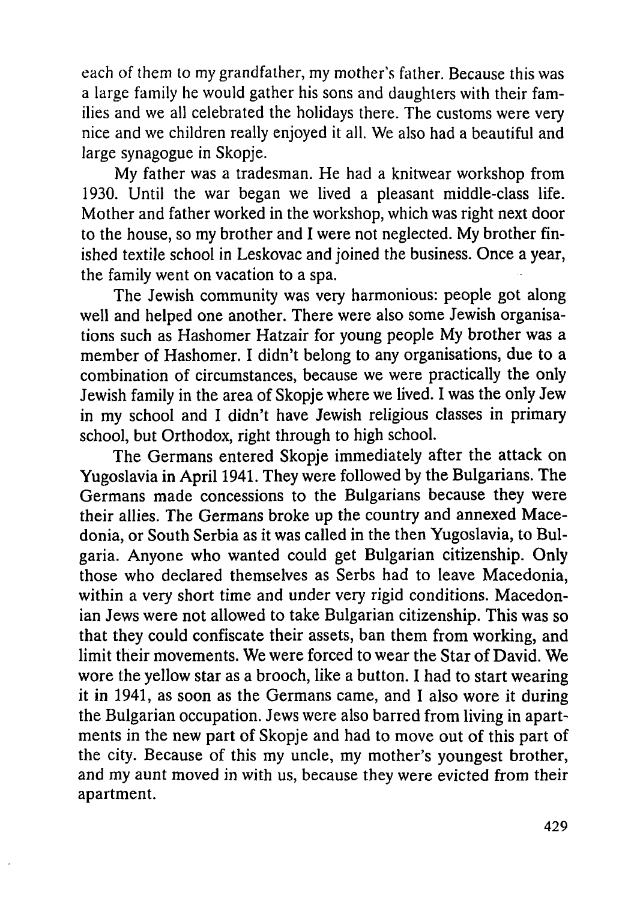each of them to my grandfather, my mother's father. Because this was a large family he would gather his sons and daughters with their families and we all celebrated the holidays there. The customs were very nice and we children really enjoyed it all. We also had a beautiful and large synagogue in Skopje.

My father was a tradesman. He had a knitwear workshop from 1930. Until the war began we lived a pleasant middle-class life. Mother and father worked in the workshop, which was right next door to the house, so my brother and I were not neglected. My brother finished textile school in Leskovac and joined the business. Once a year, the family went on vacation to a spa.

The Jewish community was very harmonious: people got along well and helped one another. There were also some Jewish organisations such as Hashomer Hatzair for young people My brother was a member of Hashomer. I didn't belong to any organisations, due to a combination of circumstances, because we were practically the only Jewish family in the area of Skopje where we lived. I was the only Jew in my school and I didn't have Jewish religious classes in primary school, but Orthodox, right through to high school.

The Germans entered Skopje immediately after the attack on Yugoslavia in April 1941. They were followed by the Bulgarians. The Germans made concessions to the Bulgarians because they were their allies. The Germans broke up the country and annexed Macedonia, or South Serbia as it was called in the then Yugoslavia, to Bulgaria. Anyone who wanted could get Bulgarian citizenship. Only those who declared themselves as Serbs had to leave Macedonia, within a very short time and under very rigid conditions. Macedonian Jews were not allowed to take Bulgarian citizenship. This was so that they could confiscate their assets, ban them from working, and limit their movements. We were forced to wear the Star of David. We wore the yellow star as a brooch, like a button. I had to start wearing it in 1941, as soon as the Germans came, and I also wore it during the Bulgarian occupation. Jews were also barred from living in apartments in the new part of Skopje and had to move out of this part of the city. Because of this my uncle, my mother's youngest brother, and my aunt moved in with us, because they were evicted from their apartment.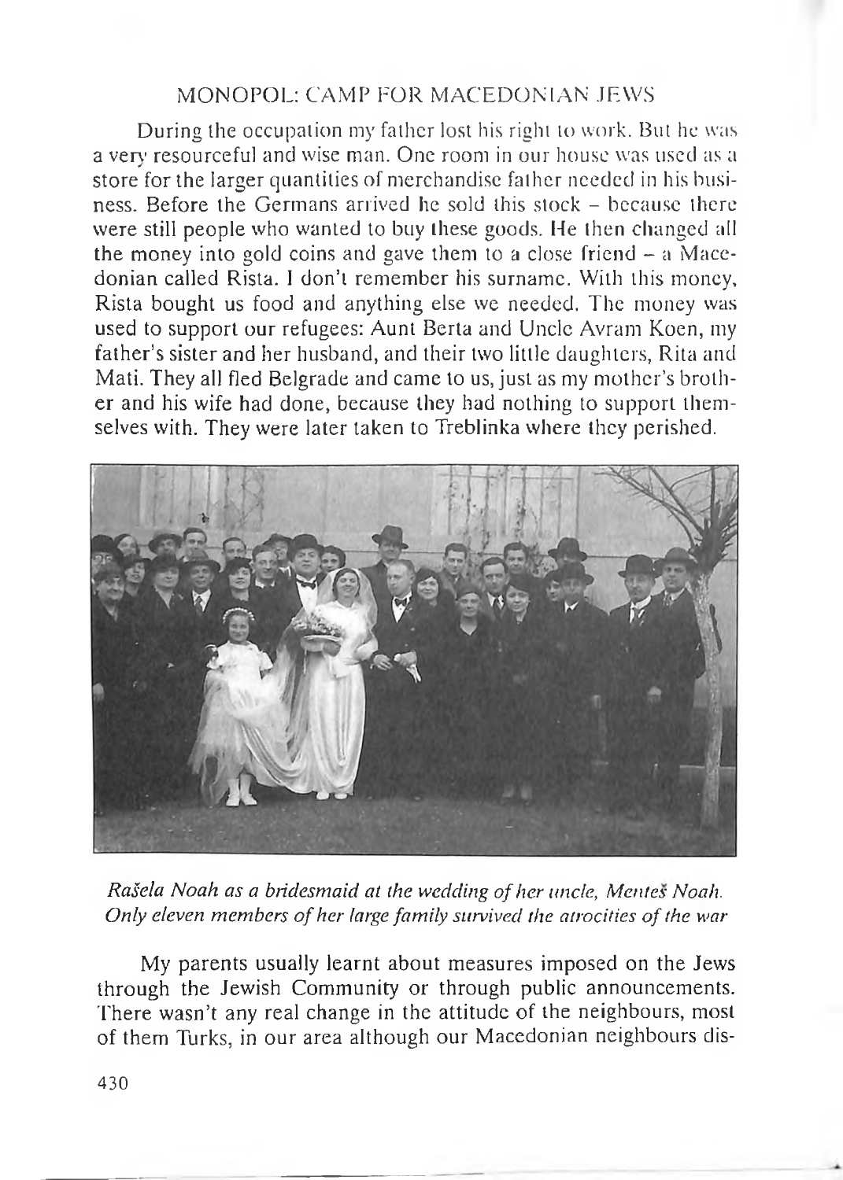## MONOPOL: CAMP FOR MACEDONIAN JEWS

During the occupation my father lost his right to work. But he was a very resourceful and wise man. One room in our house was used as a store for the larger quantities of merchandise father needed in his business. Before the Germans arrived he sold this stock – because there were still people who wanted to buy these goods. He then changed all the money into gold coins and gave them to a close friend – a Macedonian called Rista. I don't remember his surname. With this money, Rista bought us food and anything else we needed. The money was used to support our refugees: Aunt Berta and Uncle Avram Koen, my father's sister and her husband, and their two little daughters, Rita and Mati. They all fled Belgrade and came to us, just as my mother's brother and his wife had done, because they had nothing to support themselves with. They were later taken to Treblinka where they perished.

*Rašela Noah as a bridesmaid at the wedding of her uncle, Menteš Noah. Only eleven members of her large family survived the atrocities of the war*

My parents usually learnt about measures imposed on the Jews through the Jewish Community or through public announcements. There wasn't any real change in the attitude of the neighbours, most of them Turks, in our area although our Macedonian neighbours dis-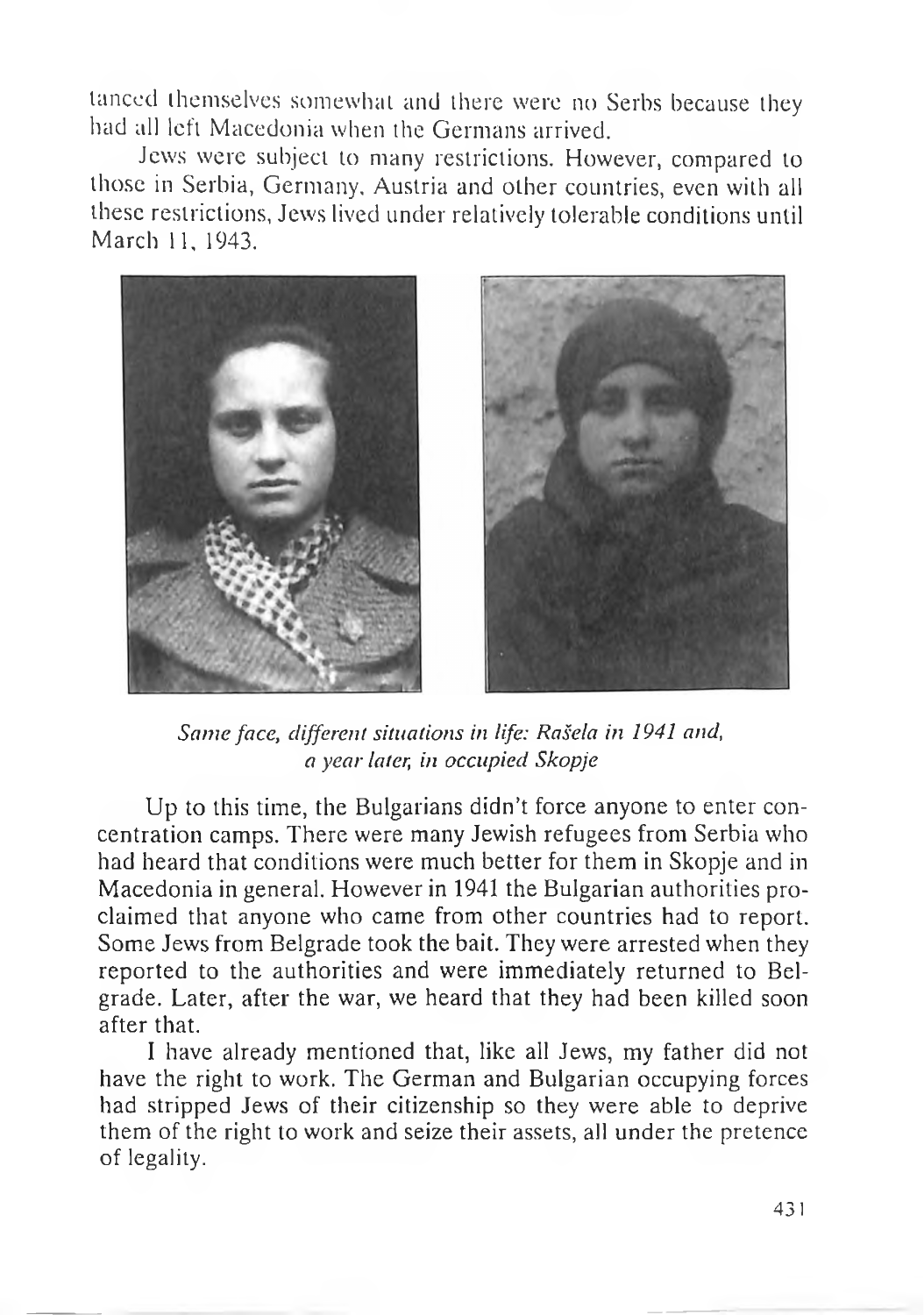tanced themselves somewhat and there were no Serbs because they had all left Macedonia when the Germans arrived.

Jews were subject to many restrictions. However, compared to those in Serbia, Germany, Austria and other countries, even with all these restrictions, Jews lived under relatively tolerable conditions until March 11, 1943.

*Same face, different situations in life: Rašela in 1941 and, a year later, in occupied Skopje*

Up to this time, the Bulgarians didn't force anyone to enter concentration camps. There were many Jewish refugees from Serbia who had heard that conditions were much better for them in Skopje and in Macedonia in general. However in 1941 the Bulgarian authorities proclaimed that anyone who came from other countries had to report. Some Jews from Belgrade took the bait. They were arrested when they reported to the authorities and were immediately returned to Belgrade. Later, after the war, we heard that they had been killed soon after that.

I have already mentioned that, like all Jews, my father did not have the right to work. The German and Bulgarian occupying forces had stripped Jews of their citizenship so they were able to deprive them of the right to work and seize their assets, all under the pretence of legality.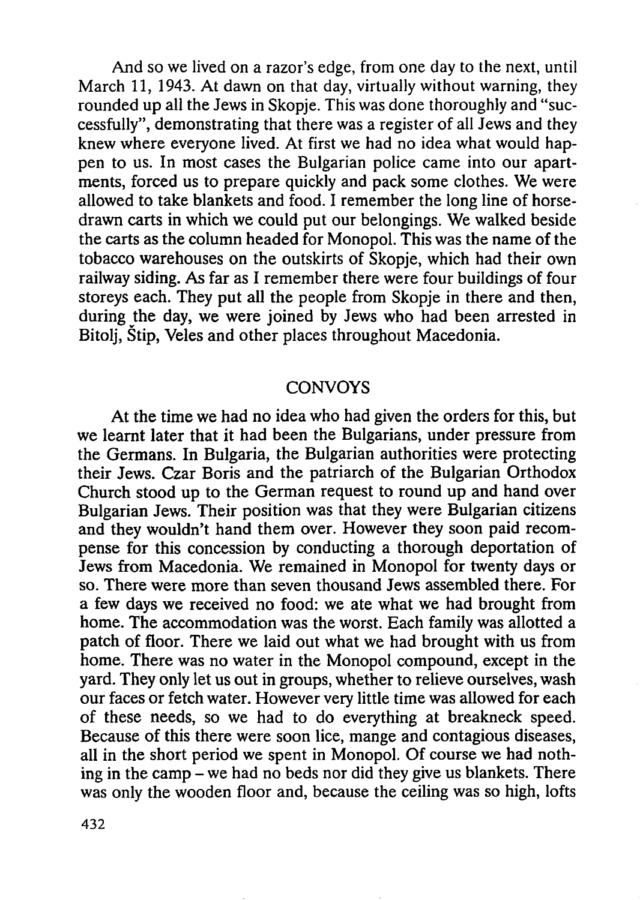And so we lived on a razor's edge, from one day to the next, until March 11, 1943. At dawn on that day, virtually without warning, they rounded up all the Jews in Skopje. This was done thoroughly and "successfully", demonstrating that there was a register of all Jews and they knew where everyone lived. At first we had no idea what would happen to us. In most cases the Bulgarian police came into our apartments, forced us to prepare quickly and pack some clothes. We were allowed to take blankets and food. I remember the long line of horse-drawn carts in which we could put our belongings. We walked beside the carts as the column headed for Monopol. This was the name of the tobacco warehouses on the outskirts of Skopje, which had their own railway siding. As far as I remember there were four buildings of four storeys each. They put all the people from Skopje in there and then, during the day, we were joined by Jews who had been arrested in Bitolj, Štip, Veles and other places throughout Macedonia.

## CONVOYS

At the time we had no idea who had given the orders for this, but we learnt later that it had been the Bulgarians, under pressure from the Germans. In Bulgaria, the Bulgarian authorities were protecting their Jews. Czar Boris and the patriarch of the Bulgarian Orthodox Church stood up to the German request to round up and hand over Bulgarian Jews. Their position was that they were Bulgarian citizens and they wouldn't hand them over. However they soon paid recompense for this concession by conducting a thorough deportation of Jews from Macedonia. We remained in Monopol for twenty days or so. There were more than seven thousand Jews assembled there. For a few days we received no food: we ate what we had brought from home. The accommodation was the worst. Each family was allotted a patch of floor. There we laid out what we had brought with us from home. There was no water in the Monopol compound, except in the yard. They only let us out in groups, whether to relieve ourselves, wash our faces or fetch water. However very little time was allowed for each of these needs, so we had to do everything at breakneck speed. Because of this there were soon lice, mange and contagious diseases, all in the short period we spent in Monopol. Of course we had nothing in the camp – we had no beds nor did they give us blankets. There was only the wooden floor and, because the ceiling was so high, lofts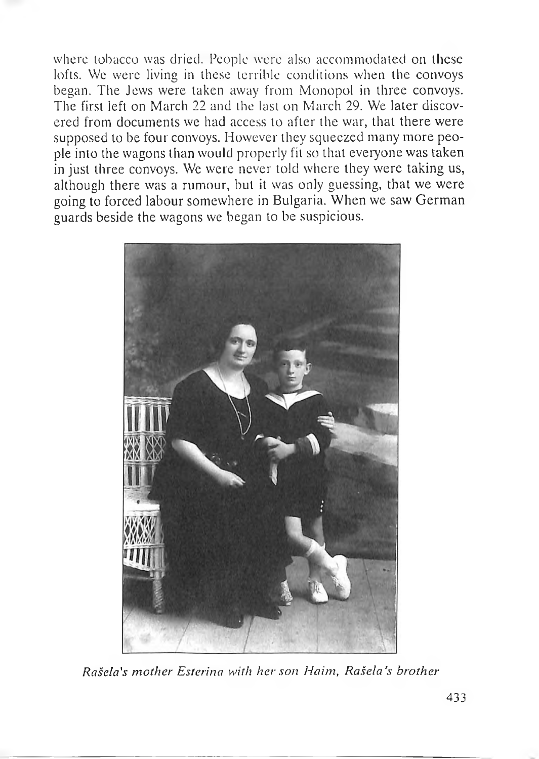where tobacco was dried. People were also accommodated on these lofts. We were living in these terrible conditions when the convoys began. The Jews were taken away from Monopol in three convoys. The first left on March 22 and the last on March 29. We later discovered from documents we had access to after the war, that there were supposed to be four convoys. However they squeezed many more people into the wagons than would properly fit so that everyone was taken in just three convoys. We were never told where they were taking us, although there was a rumour, but it was only guessing, that we were going to forced labour somewhere in Bulgaria. When we saw German guards beside the wagons we began to be suspicious.

*Rašela's mother Esterina with her son Haim, Rašela's brother*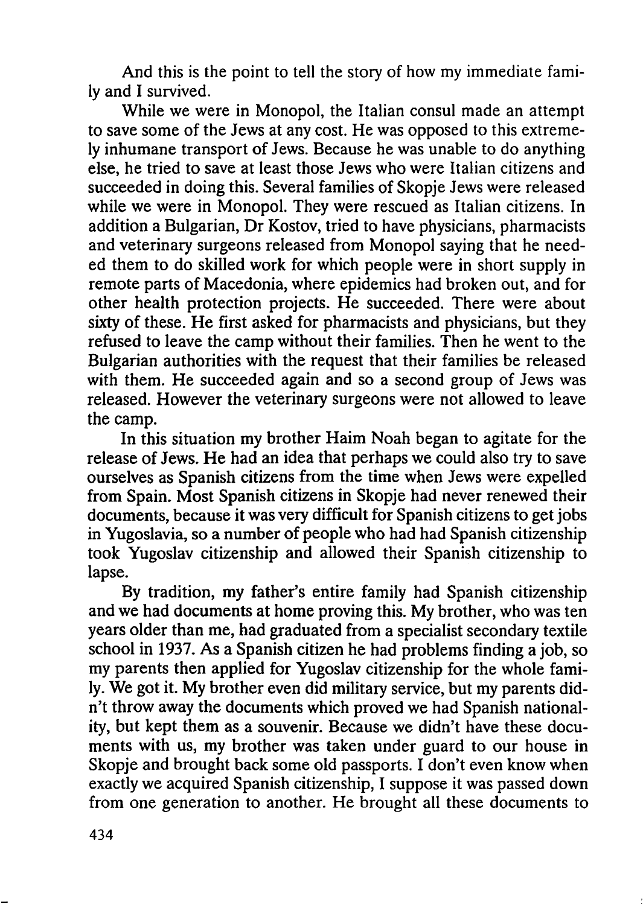And this is the point to tell the story of how my immediate family and I survived.

While we were in Monopol, the Italian consul made an attempt to save some of the Jews at any cost. He was opposed to this extremely inhumane transport of Jews. Because he was unable to do anything else, he tried to save at least those Jews who were Italian citizens and succeeded in doing this. Several families of Skopje Jews were released while we were in Monopol. They were rescued as Italian citizens. In addition a Bulgarian, Dr Kostov, tried to have physicians, pharmacists and veterinary surgeons released from Monopol saying that he needed them to do skilled work for which people were in short supply in remote parts of Macedonia, where epidemics had broken out, and for other health protection projects. He succeeded. There were about sixty of these. He first asked for pharmacists and physicians, but they refused to leave the camp without their families. Then he went to the Bulgarian authorities with the request that their families be released with them. He succeeded again and so a second group of Jews was released. However the veterinary surgeons were not allowed to leave the camp.

In this situation my brother Haim Noah began to agitate for the release of Jews. He had an idea that perhaps we could also try to save ourselves as Spanish citizens from the time when Jews were expelled from Spain. Most Spanish citizens in Skopje had never renewed their documents, because it was very difficult for Spanish citizens to get jobs in Yugoslavia, so a number of people who had had Spanish citizenship took Yugoslav citizenship and allowed their Spanish citizenship to lapse.

By tradition, my father's entire family had Spanish citizenship and we had documents at home proving this. My brother, who was ten years older than me, had graduated from a specialist secondary textile school in 1937. As a Spanish citizen he had problems finding a job, so my parents then applied for Yugoslav citizenship for the whole family. We got it. My brother even did military service, but my parents didn't throw away the documents which proved we had Spanish nationality, but kept them as a souvenir. Because we didn't have these documents with us, my brother was taken under guard to our house in Skopje and brought back some old passports. I don't even know when exactly we acquired Spanish citizenship, I suppose it was passed down from one generation to another. He brought all these documents to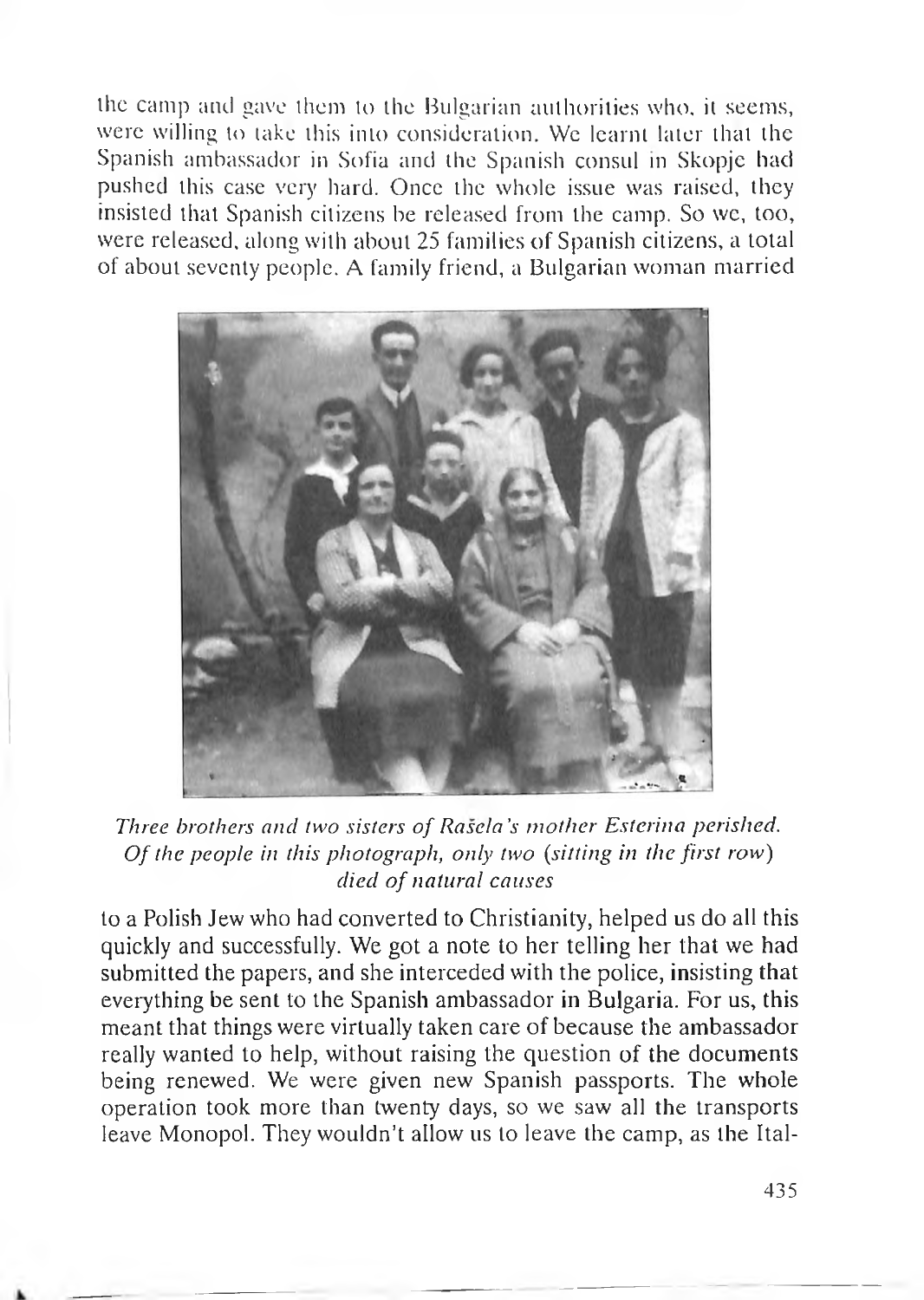the camp and gave them to the Bulgarian authorities who, it seems, were willing to take this into consideration. We learnt later that the Spanish ambassador in Sofia and the Spanish consul in Skopje had pushed this case very hard. Once the whole issue was raised, they insisted that Spanish citizens be released from the camp. So we, too, were released, along with about 25 families of Spanish citizens, a total of about seventy people. A family friend, a Bulgarian woman married

*Three brothers and two sisters of Rašela's mother Esterina perished. Of the people in this photograph, only two (sitting in the first row) died of natural causes*

to a Polish Jew who had converted to Christianity, helped us do all this quickly and successfully. We got a note to her telling her that we had submitted the papers, and she interceded with the police, insisting that everything be sent to the Spanish ambassador in Bulgaria. For us, this meant that things were virtually taken care of because the ambassador really wanted to help, without raising the question of the documents being renewed. We were given new Spanish passports. The whole operation took more than twenty days, so we saw all the transports leave Monopol. They wouldn't allow us to leave the camp, as the Ital-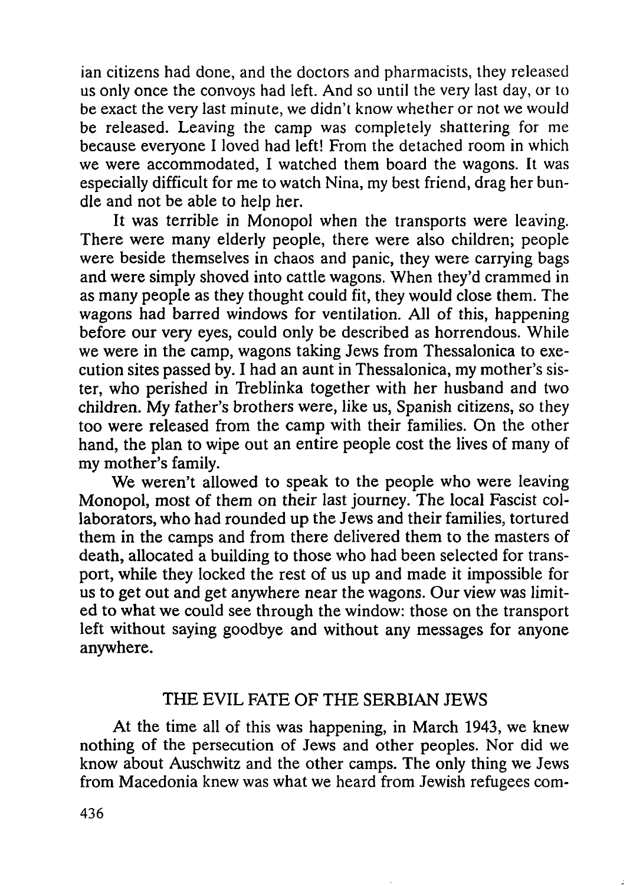ian citizens had done, and the doctors and pharmacists, they released us only once the convoys had left. And so until the very last day, or to be exact the very last minute, we didn't know whether or not we would be released. Leaving the camp was completely shattering for me because everyone I loved had left! From the detached room in which we were accommodated, I watched them board the wagons. It was especially difficult for me to watch Nina, my best friend, drag her bundle and not be able to help her.

It was terrible in Monopol when the transports were leaving. There were many elderly people, there were also children; people were beside themselves in chaos and panic, they were carrying bags and were simply shoved into cattle wagons. When they'd crammed in as many people as they thought could fit, they would close them. The wagons had barred windows for ventilation. All of this, happening before our very eyes, could only be described as horrendous. While we were in the camp, wagons taking Jews from Thessalonica to execution sites passed by. I had an aunt in Thessalonica, my mother's sister, who perished in Treblinka together with her husband and two children. My father's brothers were, like us, Spanish citizens, so they too were released from the camp with their families. On the other hand, the plan to wipe out an entire people cost the lives of many of my mother's family.

We weren't allowed to speak to the people who were leaving Monopol, most of them on their last journey. The local Fascist collaborators, who had rounded up the Jews and their families, tortured them in the camps and from there delivered them to the masters of death, allocated a building to those who had been selected for transport, while they locked the rest of us up and made it impossible for us to get out and get anywhere near the wagons. Our view was limited to what we could see through the window: those on the transport left without saying goodbye and without any messages for anyone anywhere.

## THE EVIL FATE OF THE SERBIAN JEWS

At the time all of this was happening, in March 1943, we knew nothing of the persecution of Jews and other peoples. Nor did we know about Auschwitz and the other camps. The only thing we Jews from Macedonia knew was what we heard from Jewish refugees com-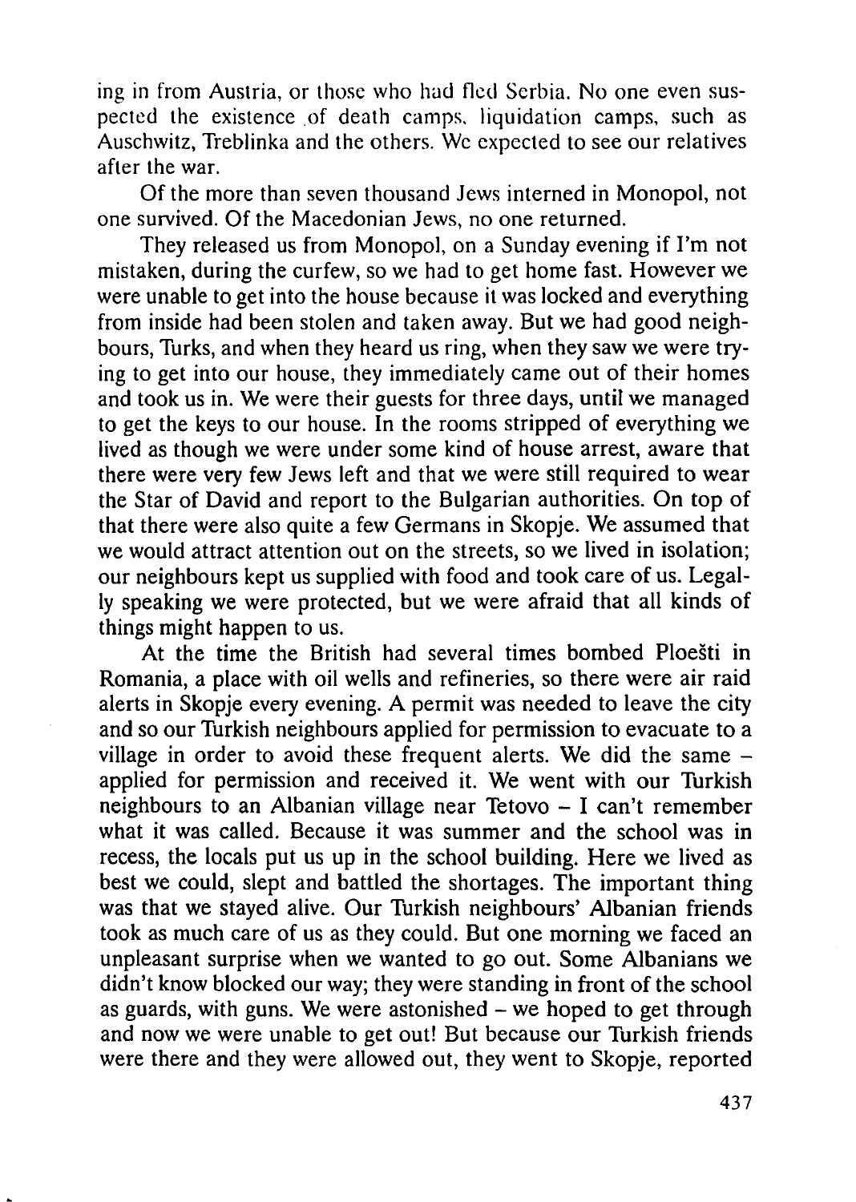ing in from Austria, or those who had fled Serbia. No one even suspected the existence of death camps, liquidation camps, such as Auschwitz, Treblinka and the others. We expected to see our relatives after the war.

Of the more than seven thousand Jews interned in Monopol, not one survived. Of the Macedonian Jews, no one returned.

They released us from Monopol, on a Sunday evening if I'm not mistaken, during the curfew, so we had to get home fast. However we were unable to get into the house because it was locked and everything from inside had been stolen and taken away. But we had good neighbours, Turks, and when they heard us ring, when they saw we were trying to get into our house, they immediately came out of their homes and took us in. We were their guests for three days, until we managed to get the keys to our house. In the rooms stripped of everything we lived as though we were under some kind of house arrest, aware that there were very few Jews left and that we were still required to wear the Star of David and report to the Bulgarian authorities. On top of that there were also quite a few Germans in Skopje. We assumed that we would attract attention out on the streets, so we lived in isolation; our neighbours kept us supplied with food and took care of us. Legally speaking we were protected, but we were afraid that all kinds of things might happen to us.

At the time the British had several times bombed Ploešti in Romania, a place with oil wells and refineries, so there were air raid alerts in Skopje every evening. A permit was needed to leave the city and so our Turkish neighbours applied for permission to evacuate to a village in order to avoid these frequent alerts. We did the same – applied for permission and received it. We went with our Turkish neighbours to an Albanian village near Tetovo – I can't remember what it was called. Because it was summer and the school was in recess, the locals put us up in the school building. Here we lived as best we could, slept and battled the shortages. The important thing was that we stayed alive. Our Turkish neighbours' Albanian friends took as much care of us as they could. But one morning we faced an unpleasant surprise when we wanted to go out. Some Albanians we didn't know blocked our way; they were standing in front of the school as guards, with guns. We were astonished – we hoped to get through and now we were unable to get out! But because our Turkish friends were there and they were allowed out, they went to Skopje, reported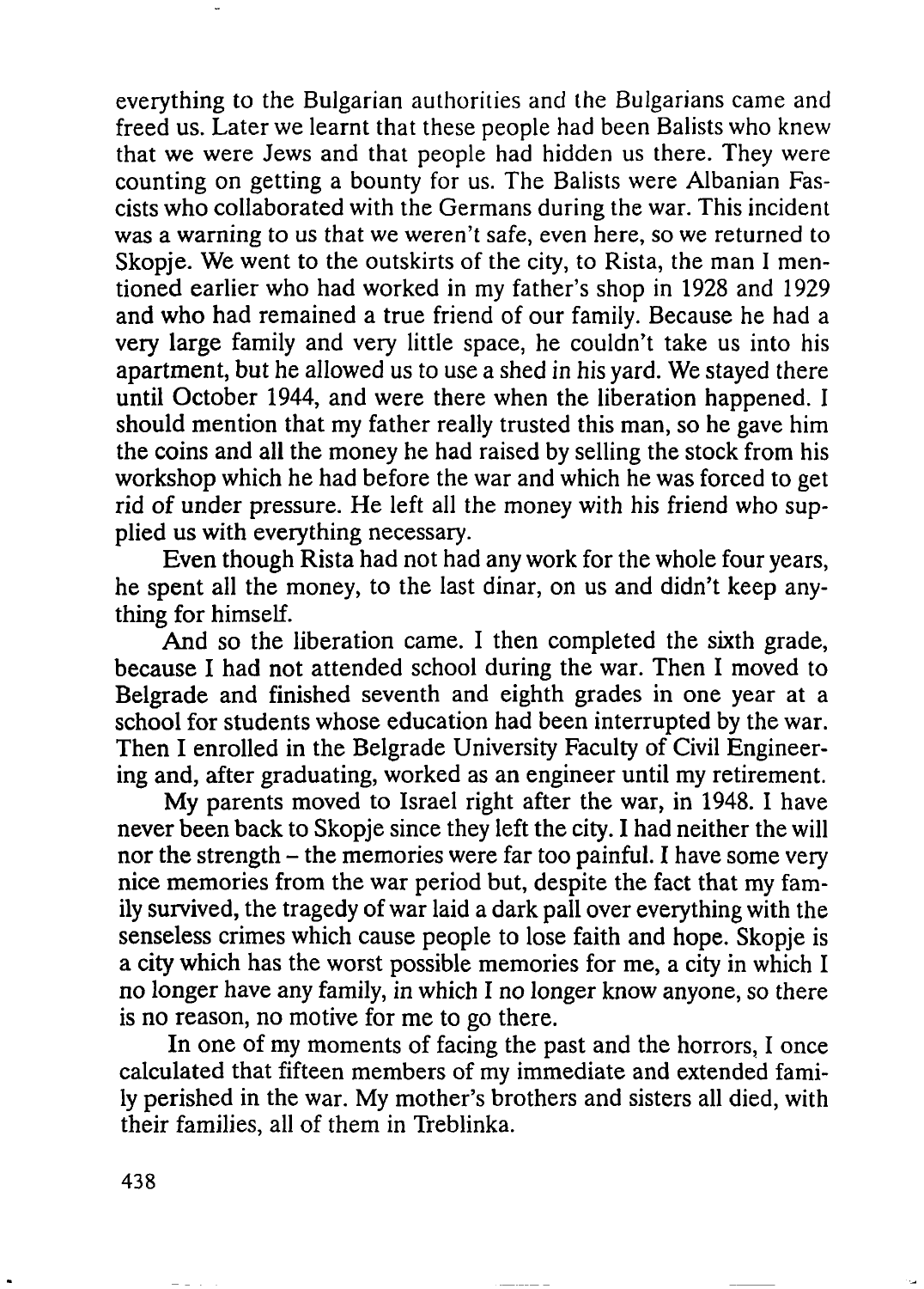everything to the Bulgarian authorities and the Bulgarians came and freed us. Later we learnt that these people had been Balists who knew that we were Jews and that people had hidden us there. They were counting on getting a bounty for us. The Balists were Albanian Fascists who collaborated with the Germans during the war. This incident was a warning to us that we weren't safe, even here, so we returned to Skopje. We went to the outskirts of the city, to Rista, the man I mentioned earlier who had worked in my father's shop in 1928 and 1929 and who had remained a true friend of our family. Because he had a very large family and very little space, he couldn't take us into his apartment, but he allowed us to use a shed in his yard. We stayed there until October 1944, and were there when the liberation happened. I should mention that my father really trusted this man, so he gave him the coins and all the money he had raised by selling the stock from his workshop which he had before the war and which he was forced to get rid of under pressure. He left all the money with his friend who supplied us with everything necessary.

Even though Rista had not had any work for the whole four years, he spent all the money, to the last dinar, on us and didn't keep anything for himself.

And so the liberation came. I then completed the sixth grade, because I had not attended school during the war. Then I moved to Belgrade and finished seventh and eighth grades in one year at a school for students whose education had been interrupted by the war. Then I enrolled in the Belgrade University Faculty of Civil Engineering and, after graduating, worked as an engineer until my retirement.

My parents moved to Israel right after the war, in 1948. I have never been back to Skopje since they left the city. I had neither the will nor the strength – the memories were far too painful. I have some very nice memories from the war period but, despite the fact that my family survived, the tragedy of war laid a dark pall over everything with the senseless crimes which cause people to lose faith and hope. Skopje is a city which has the worst possible memories for me, a city in which I no longer have any family, in which I no longer know anyone, so there is no reason, no motive for me to go there.

In one of my moments of facing the past and the horrors, I once calculated that fifteen members of my immediate and extended family perished in the war. My mother's brothers and sisters all died, with their families, all of them in Treblinka.